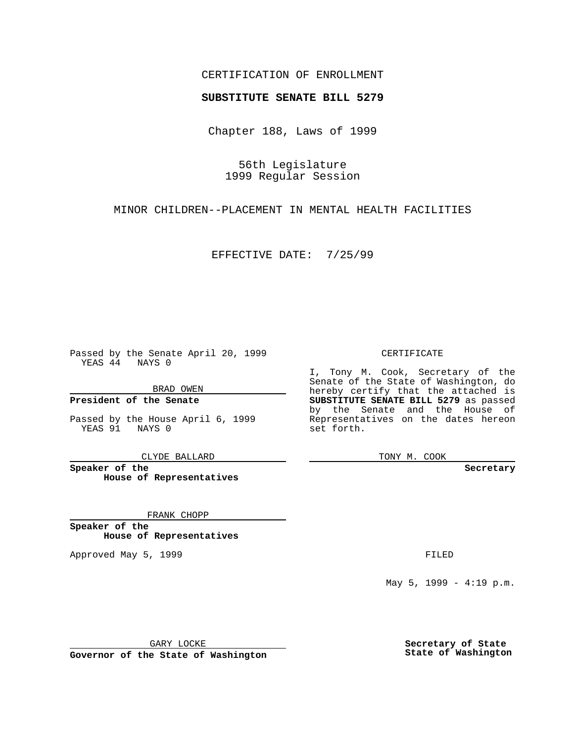CERTIFICATION OF ENROLLMENT

**SUBSTITUTE SENATE BILL 5279**

Chapter 188, Laws of 1999

56th Legislature
1999 Regular Session

MINOR CHILDREN--PLACEMENT IN MENTAL HEALTH FACILITIES

EFFECTIVE DATE: 7/25/99

Passed by the Senate April 20, 1999
YEAS 44 NAYS 0

BRAD OWEN

**President of the Senate**

Passed by the House April 6, 1999
YEAS 91 NAYS 0

CLYDE BALLARD

**Speaker of the House of Representatives**

FRANK CHOPP

**Speaker of the House of Representatives**

Approved May 5, 1999

GARY LOCKE

**Governor of the State of Washington**

CERTIFICATE

I, Tony M. Cook, Secretary of the Senate of the State of Washington, do hereby certify that the attached is **SUBSTITUTE SENATE BILL 5279** as passed by the Senate and the House of Representatives on the dates hereon set forth.

TONY M. COOK

**Secretary**

FILED

May 5, 1999 - 4:19 p.m.

**Secretary of State State of Washington**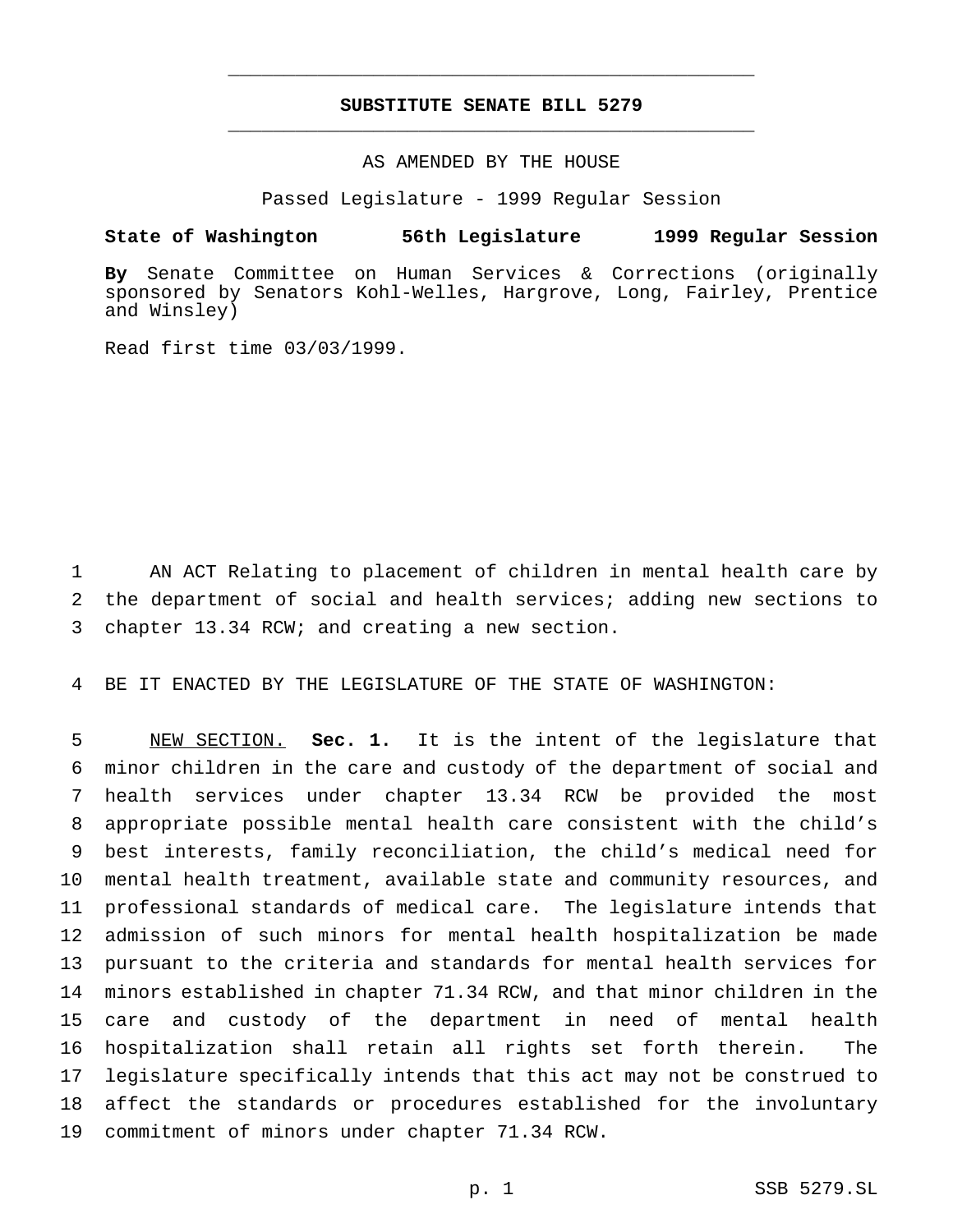**SUBSTITUTE SENATE BILL 5279**

AS AMENDED BY THE HOUSE

Passed Legislature - 1999 Regular Session

**State of Washington 56th Legislature 1999 Regular Session**

**By** Senate Committee on Human Services & Corrections (originally sponsored by Senators Kohl-Welles, Hargrove, Long, Fairley, Prentice and Winsley)

Read first time 03/03/1999.

AN ACT Relating to placement of children in mental health care by the department of social and health services; adding new sections to chapter 13.34 RCW; and creating a new section.

BE IT ENACTED BY THE LEGISLATURE OF THE STATE OF WASHINGTON:

NEW SECTION. **Sec. 1.** It is the intent of the legislature that minor children in the care and custody of the department of social and health services under chapter 13.34 RCW be provided the most appropriate possible mental health care consistent with the child's best interests, family reconciliation, the child's medical need for mental health treatment, available state and community resources, and professional standards of medical care. The legislature intends that admission of such minors for mental health hospitalization be made pursuant to the criteria and standards for mental health services for minors established in chapter 71.34 RCW, and that minor children in the care and custody of the department in need of mental health hospitalization shall retain all rights set forth therein. The legislature specifically intends that this act may not be construed to affect the standards or procedures established for the involuntary commitment of minors under chapter 71.34 RCW.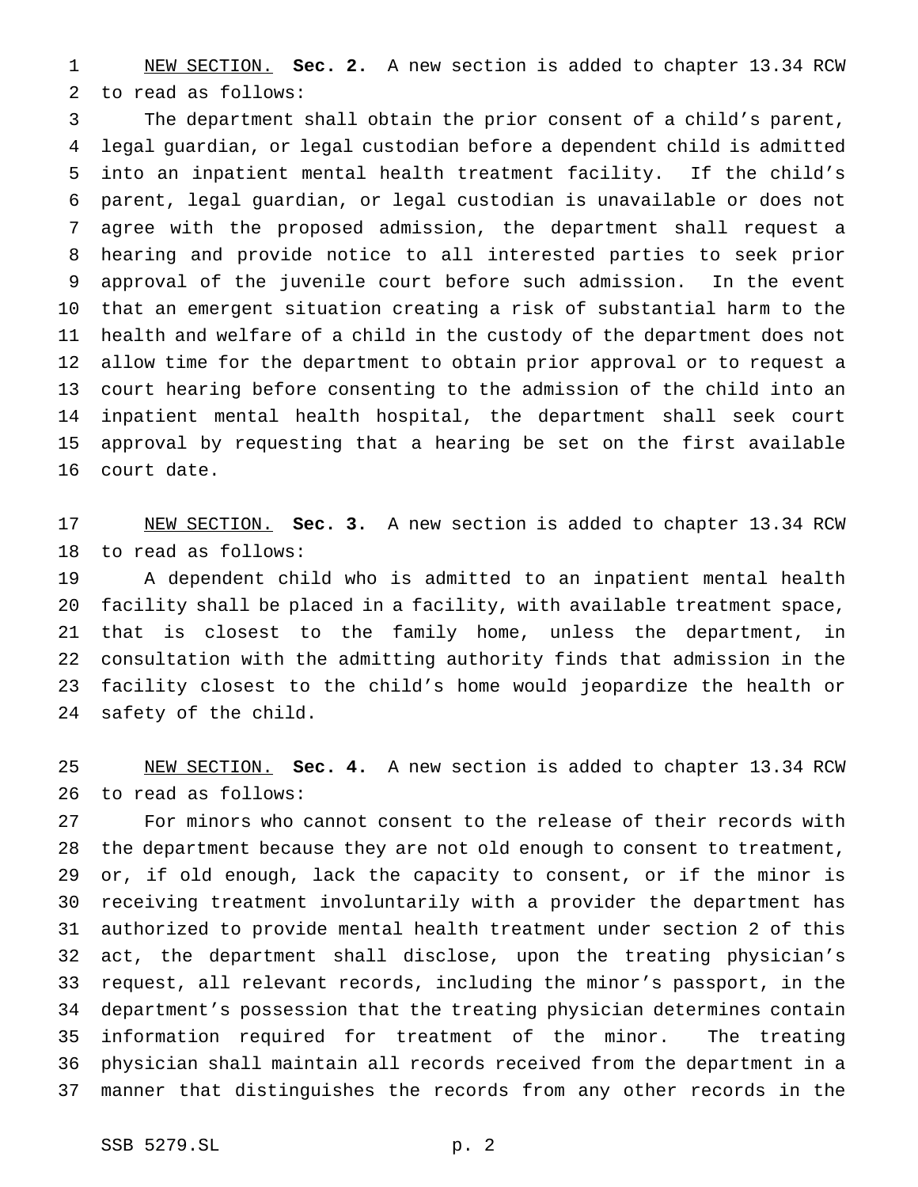NEW SECTION. **Sec. 2.** A new section is added to chapter 13.34 RCW to read as follows:

The department shall obtain the prior consent of a child's parent, legal guardian, or legal custodian before a dependent child is admitted into an inpatient mental health treatment facility. If the child's parent, legal guardian, or legal custodian is unavailable or does not agree with the proposed admission, the department shall request a hearing and provide notice to all interested parties to seek prior approval of the juvenile court before such admission. In the event that an emergent situation creating a risk of substantial harm to the health and welfare of a child in the custody of the department does not allow time for the department to obtain prior approval or to request a court hearing before consenting to the admission of the child into an inpatient mental health hospital, the department shall seek court approval by requesting that a hearing be set on the first available court date.

NEW SECTION. **Sec. 3.** A new section is added to chapter 13.34 RCW to read as follows:

A dependent child who is admitted to an inpatient mental health facility shall be placed in a facility, with available treatment space, that is closest to the family home, unless the department, in consultation with the admitting authority finds that admission in the facility closest to the child's home would jeopardize the health or safety of the child.

NEW SECTION. **Sec. 4.** A new section is added to chapter 13.34 RCW to read as follows:

For minors who cannot consent to the release of their records with the department because they are not old enough to consent to treatment, or, if old enough, lack the capacity to consent, or if the minor is receiving treatment involuntarily with a provider the department has authorized to provide mental health treatment under section 2 of this act, the department shall disclose, upon the treating physician's request, all relevant records, including the minor's passport, in the department's possession that the treating physician determines contain information required for treatment of the minor. The treating physician shall maintain all records received from the department in a manner that distinguishes the records from any other records in the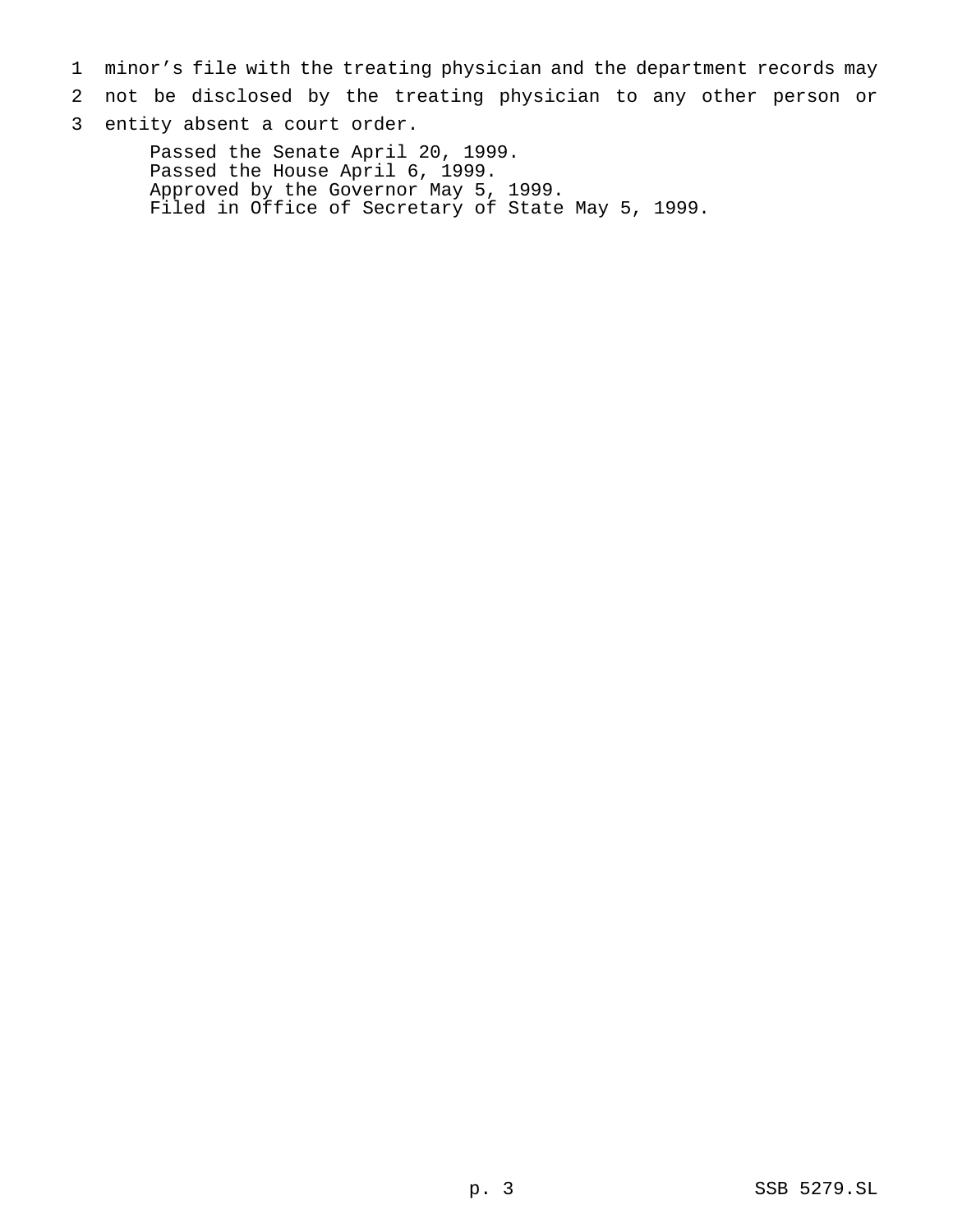minor's file with the treating physician and the department records may not be disclosed by the treating physician to any other person or entity absent a court order.

Passed the Senate April 20, 1999.
Passed the House April 6, 1999.
Approved by the Governor May 5, 1999.
Filed in Office of Secretary of State May 5, 1999.